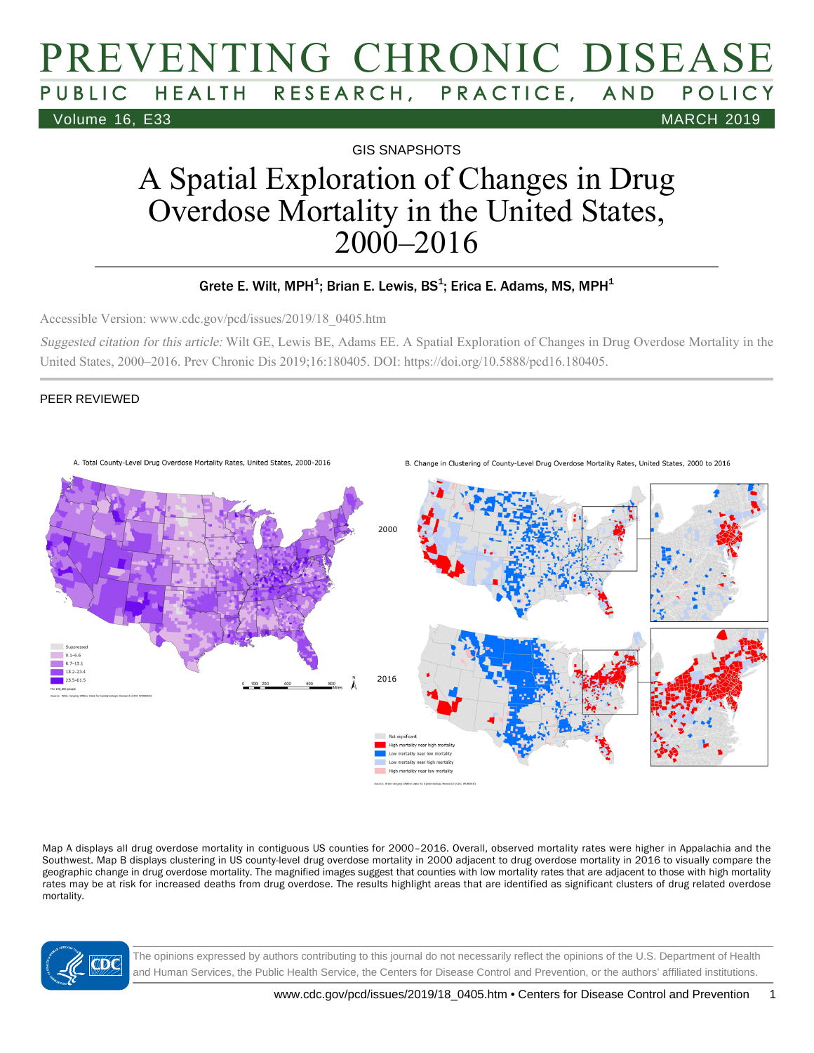# PREVENTING CHRONIC DISEASE

PUBLIC HEALTH RESEARCH, PRACTICE, AND POLICY

Volume 16, E33 MARCH 2019

GIS SNAPSHOTS

# A Spatial Exploration of Changes in Drug Overdose Mortality in the United States, 2000–2016

Grete E. Wilt, MPH[1]; Brian E. Lewis, BS[1]; Erica E. Adams, MS, MPH[1]

Accessible Version: www.cdc.gov/pcd/issues/2019/18_0405.htm

*Suggested citation for this article:* Wilt GE, Lewis BE, Adams EE. A Spatial Exploration of Changes in Drug Overdose Mortality in the United States, 2000–2016. Prev Chronic Dis 2019;16:180405. DOI: https://doi.org/10.5888/pcd16.180405.

PEER REVIEWED

A. Total County-Level Drug Overdose Mortality Rates, United States, 2000-2016

Suppressed
0.1–6.6
6.7–13.1
13.2–23.4
23.5–61.5
Per 100,000 people

0 100 200 400 600 800 Miles

N

Source: Wide-ranging ONline Data for Epidemiologic Research (CDC WONDER)

B. Change in Clustering of County-Level Drug Overdose Mortality Rates, United States, 2000 to 2016

2000

2016

Not significant
High mortality near high mortality
Low mortality near low mortality
Low mortality near high mortality
High mortality near low mortality

Source: Wide-ranging ONline Data for Epidemiologic Research (CDC WONDER)

Map A displays all drug overdose mortality in contiguous US counties for 2000–2016. Overall, observed mortality rates were higher in Appalachia and the Southwest. Map B displays clustering in US county-level drug overdose mortality in 2000 adjacent to drug overdose mortality in 2016 to visually compare the geographic change in drug overdose mortality. The magnified images suggest that counties with low mortality rates that are adjacent to those with high mortality rates may be at risk for increased deaths from drug overdose. The results highlight areas that are identified as significant clusters of drug related overdose mortality.

The opinions expressed by authors contributing to this journal do not necessarily reflect the opinions of the U.S. Department of Health and Human Services, the Public Health Service, the Centers for Disease Control and Prevention, or the authors' affiliated institutions.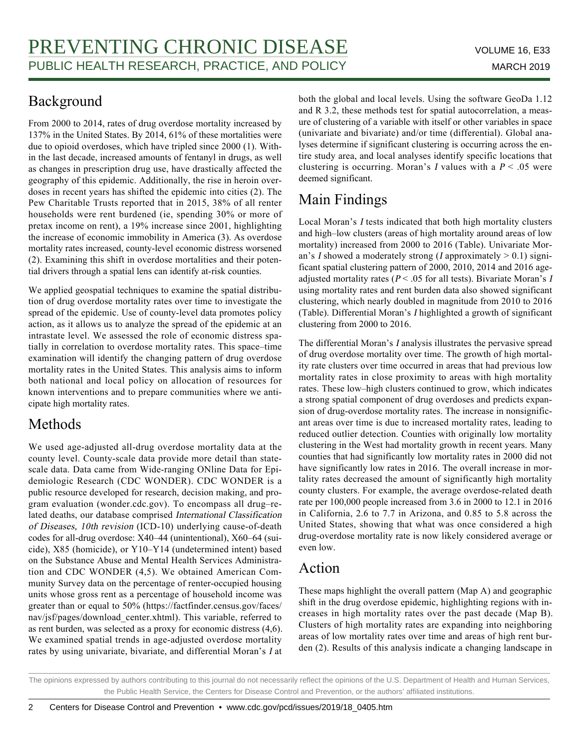## Background

From 2000 to 2014, rates of drug overdose mortality increased by 137% in the United States. By 2014, 61% of these mortalities were due to opioid overdoses, which have tripled since 2000 (1). Within the last decade, increased amounts of fentanyl in drugs, as well as changes in prescription drug use, have drastically affected the geography of this epidemic. Additionally, the rise in heroin overdoses in recent years has shifted the epidemic into cities (2). The Pew Charitable Trusts reported that in 2015, 38% of all renter households were rent burdened (ie, spending 30% or more of pretax income on rent), a 19% increase since 2001, highlighting the increase of economic immobility in America (3). As overdose mortality rates increased, county-level economic distress worsened (2). Examining this shift in overdose mortalities and their potential drivers through a spatial lens can identify at-risk counties.

We applied geospatial techniques to examine the spatial distribution of drug overdose mortality rates over time to investigate the spread of the epidemic. Use of county-level data promotes policy action, as it allows us to analyze the spread of the epidemic at an intrastate level. We assessed the role of economic distress spatially in correlation to overdose mortality rates. This space–time examination will identify the changing pattern of drug overdose mortality rates in the United States. This analysis aims to inform both national and local policy on allocation of resources for known interventions and to prepare communities where we anticipate high mortality rates.

## Methods

We used age-adjusted all-drug overdose mortality data at the county level. County-scale data provide more detail than state-scale data. Data came from Wide-ranging ONline Data for Epidemiologic Research (CDC WONDER). CDC WONDER is a public resource developed for research, decision making, and program evaluation (wonder.cdc.gov). To encompass all drug–related deaths, our database comprised *International Classification of Diseases, 10th revision* (ICD-10) underlying cause-of-death codes for all-drug overdose: X40–44 (unintentional), X60–64 (suicide), X85 (homicide), or Y10–Y14 (undetermined intent) based on the Substance Abuse and Mental Health Services Administration and CDC WONDER (4,5). We obtained American Community Survey data on the percentage of renter-occupied housing units whose gross rent as a percentage of household income was greater than or equal to 50% (https://factfinder.census.gov/faces/nav/jsf/pages/download_center.xhtml). This variable, referred to as rent burden, was selected as a proxy for economic distress (4,6). We examined spatial trends in age-adjusted overdose mortality rates by using univariate, bivariate, and differential Moran's *I* at both the global and local levels. Using the software GeoDa 1.12 and R 3.2, these methods test for spatial autocorrelation, a measure of clustering of a variable with itself or other variables in space (univariate and bivariate) and/or time (differential). Global analyses determine if significant clustering is occurring across the entire study area, and local analyses identify specific locations that clustering is occurring. Moran's *I* values with a $P < .05$ were deemed significant.

## Main Findings

Local Moran's *I* tests indicated that both high mortality clusters and high–low clusters (areas of high mortality around areas of low mortality) increased from 2000 to 2016 (Table). Univariate Moran's *I* showed a moderately strong (*I* approximately > 0.1) significant spatial clustering pattern of 2000, 2010, 2014 and 2016 age-adjusted mortality rates ($P < .05$ for all tests). Bivariate Moran's *I* using mortality rates and rent burden data also showed significant clustering, which nearly doubled in magnitude from 2010 to 2016 (Table). Differential Moran's *I* highlighted a growth of significant clustering from 2000 to 2016.

The differential Moran's *I* analysis illustrates the pervasive spread of drug overdose mortality over time. The growth of high mortality rate clusters over time occurred in areas that had previous low mortality rates in close proximity to areas with high mortality rates. These low–high clusters continued to grow, which indicates a strong spatial component of drug overdoses and predicts expansion of drug-overdose mortality rates. The increase in nonsignificant areas over time is due to increased mortality rates, leading to reduced outlier detection. Counties with originally low mortality clustering in the West had mortality growth in recent years. Many counties that had significantly low mortality rates in 2000 did not have significantly low rates in 2016. The overall increase in mortality rates decreased the amount of significantly high mortality county clusters. For example, the average overdose-related death rate per 100,000 people increased from 3.6 in 2000 to 12.1 in 2016 in California, 2.6 to 7.7 in Arizona, and 0.85 to 5.8 across the United States, showing that what was once considered a high drug-overdose mortality rate is now likely considered average or even low.

## Action

These maps highlight the overall pattern (Map A) and geographic shift in the drug overdose epidemic, highlighting regions with increases in high mortality rates over the past decade (Map B). Clusters of high mortality rates are expanding into neighboring areas of low mortality rates over time and areas of high rent burden (2). Results of this analysis indicate a changing landscape in

The opinions expressed by authors contributing to this journal do not necessarily reflect the opinions of the U.S. Department of Health and Human Services, the Public Health Service, the Centers for Disease Control and Prevention, or the authors' affiliated institutions.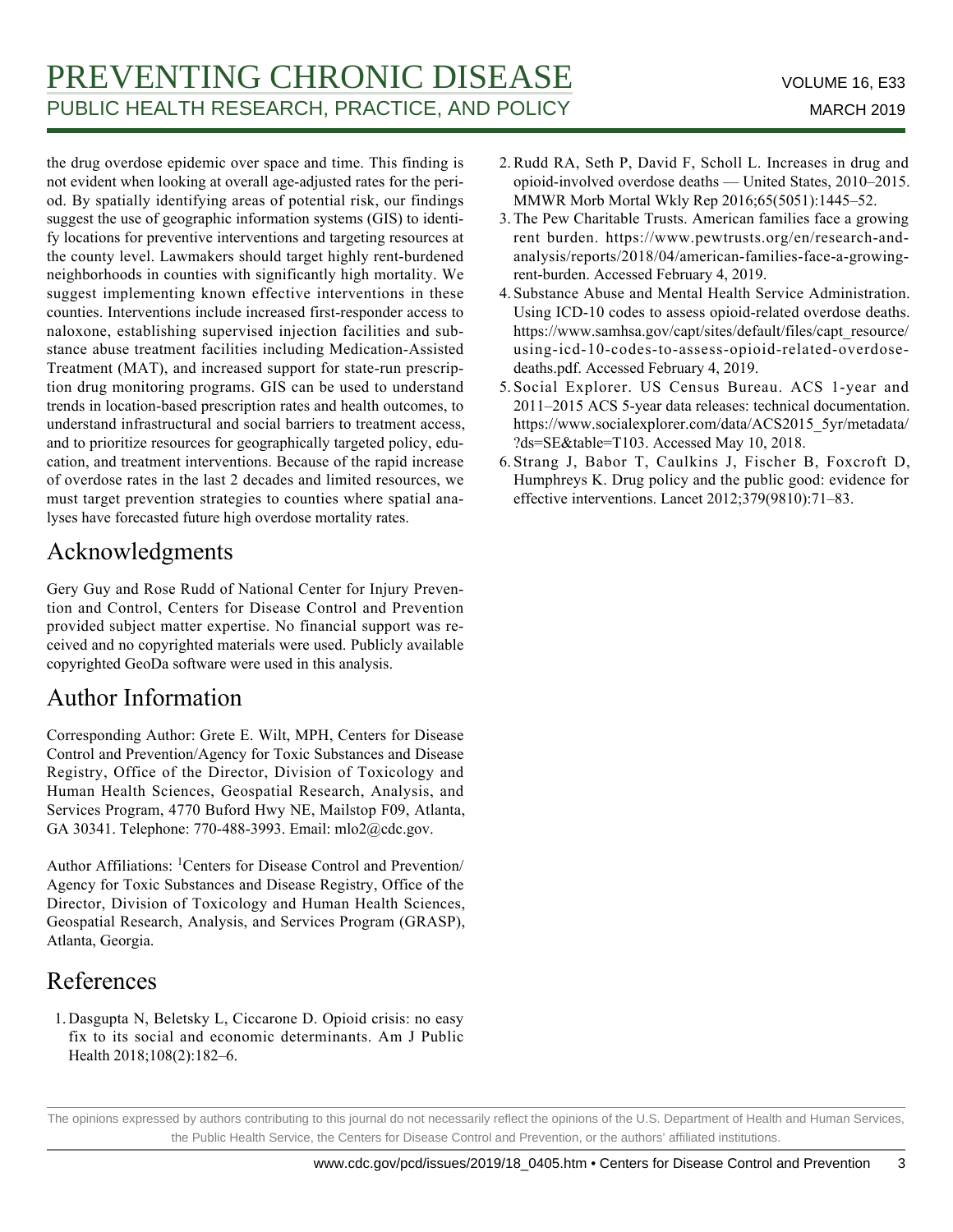the drug overdose epidemic over space and time. This finding is not evident when looking at overall age-adjusted rates for the period. By spatially identifying areas of potential risk, our findings suggest the use of geographic information systems (GIS) to identify locations for preventive interventions and targeting resources at the county level. Lawmakers should target highly rent-burdened neighborhoods in counties with significantly high mortality. We suggest implementing known effective interventions in these counties. Interventions include increased first-responder access to naloxone, establishing supervised injection facilities and substance abuse treatment facilities including Medication-Assisted Treatment (MAT), and increased support for state-run prescription drug monitoring programs. GIS can be used to understand trends in location-based prescription rates and health outcomes, to understand infrastructural and social barriers to treatment access, and to prioritize resources for geographically targeted policy, education, and treatment interventions. Because of the rapid increase of overdose rates in the last 2 decades and limited resources, we must target prevention strategies to counties where spatial analyses have forecasted future high overdose mortality rates.

## Acknowledgments

Gery Guy and Rose Rudd of National Center for Injury Prevention and Control, Centers for Disease Control and Prevention provided subject matter expertise. No financial support was received and no copyrighted materials were used. Publicly available copyrighted GeoDa software were used in this analysis.

## Author Information

Corresponding Author: Grete E. Wilt, MPH, Centers for Disease Control and Prevention/Agency for Toxic Substances and Disease Registry, Office of the Director, Division of Toxicology and Human Health Sciences, Geospatial Research, Analysis, and Services Program, 4770 Buford Hwy NE, Mailstop F09, Atlanta, GA 30341. Telephone: 770-488-3993. Email: mlo2@cdc.gov.

Author Affiliations: [1]Centers for Disease Control and Prevention/Agency for Toxic Substances and Disease Registry, Office of the Director, Division of Toxicology and Human Health Sciences, Geospatial Research, Analysis, and Services Program (GRASP), Atlanta, Georgia.

## References

1. Dasgupta N, Beletsky L, Ciccarone D. Opioid crisis: no easy fix to its social and economic determinants. Am J Public Health 2018;108(2):182–6.
2. Rudd RA, Seth P, David F, Scholl L. Increases in drug and opioid-involved overdose deaths — United States, 2010–2015. MMWR Morb Mortal Wkly Rep 2016;65(5051):1445–52.
3. The Pew Charitable Trusts. American families face a growing rent burden. https://www.pewtrusts.org/en/research-and-analysis/reports/2018/04/american-families-face-a-growing-rent-burden. Accessed February 4, 2019.
4. Substance Abuse and Mental Health Service Administration. Using ICD-10 codes to assess opioid-related overdose deaths. https://www.samhsa.gov/capt/sites/default/files/capt_resource/using-icd-10-codes-to-assess-opioid-related-overdose-deaths.pdf. Accessed February 4, 2019.
5. Social Explorer. US Census Bureau. ACS 1-year and 2011–2015 ACS 5-year data releases: technical documentation. https://www.socialexplorer.com/data/ACS2015_5yr/metadata/?ds=SE&table=T103. Accessed May 10, 2018.
6. Strang J, Babor T, Caulkins J, Fischer B, Foxcroft D, Humphreys K. Drug policy and the public good: evidence for effective interventions. Lancet 2012;379(9810):71–83.

The opinions expressed by authors contributing to this journal do not necessarily reflect the opinions of the U.S. Department of Health and Human Services, the Public Health Service, the Centers for Disease Control and Prevention, or the authors' affiliated institutions.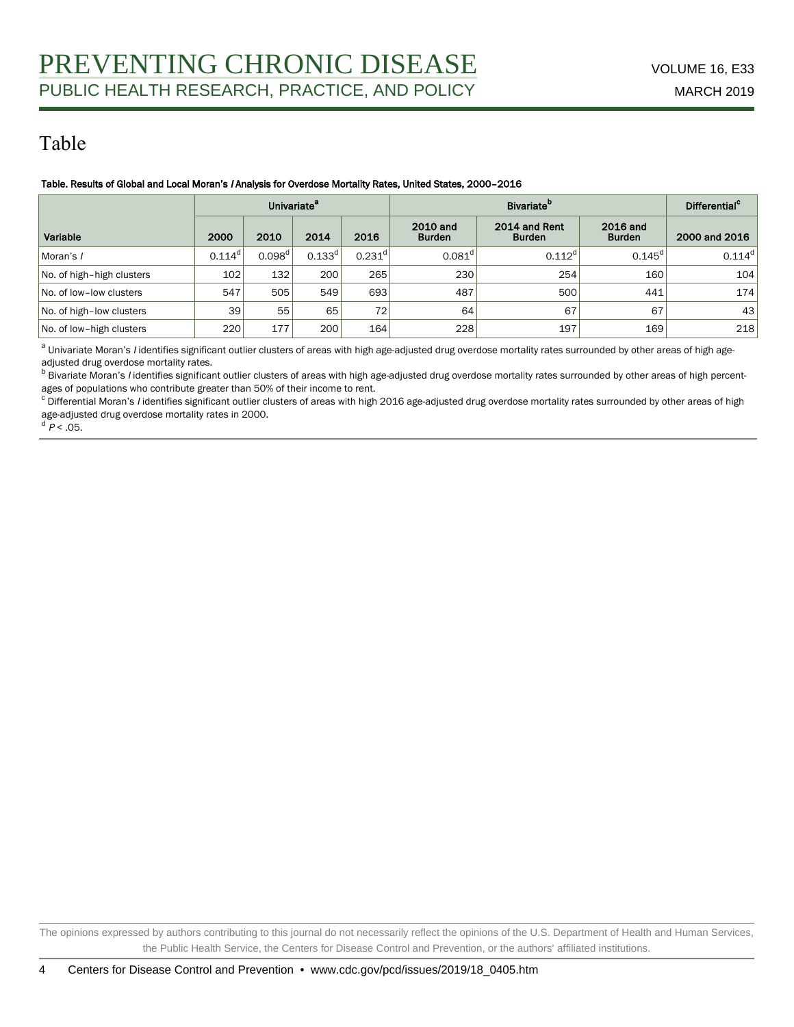# Table

**Table. Results of Global and Local Moran's *I* Analysis for Overdose Mortality Rates, United States, 2000–2016**

| Variable | Univariate[a] | | | | Bivariate[b] | | | Differential[c] |
|---|---|---|---|---|---|---|---|---|
| | 2000 | 2010 | 2014 | 2016 | 2010 and Burden | 2014 and Rent Burden | 2016 and Burden | 2000 and 2016 |
| Moran's *I* | 0.114[d] | 0.098[d] | 0.133[d] | 0.231[d] | 0.081[d] | 0.112[d] | 0.145[d] | 0.114[d] |
| No. of high–high clusters | 102 | 132 | 200 | 265 | 230 | 254 | 160 | 104 |
| No. of low–low clusters | 547 | 505 | 549 | 693 | 487 | 500 | 441 | 174 |
| No. of high–low clusters | 39 | 55 | 65 | 72 | 64 | 67 | 67 | 43 |
| No. of low–high clusters | 220 | 177 | 200 | 164 | 228 | 197 | 169 | 218 |

[a] Univariate Moran's *I* identifies significant outlier clusters of areas with high age-adjusted drug overdose mortality rates surrounded by other areas of high age-adjusted drug overdose mortality rates.

[b] Bivariate Moran's *I* identifies significant outlier clusters of areas with high age-adjusted drug overdose mortality rates surrounded by other areas of high percentages of populations who contribute greater than 50% of their income to rent.

[c] Differential Moran's *I* identifies significant outlier clusters of areas with high 2016 age-adjusted drug overdose mortality rates surrounded by other areas of high age-adjusted drug overdose mortality rates in 2000.

[d] $P < .05$.

The opinions expressed by authors contributing to this journal do not necessarily reflect the opinions of the U.S. Department of Health and Human Services, the Public Health Service, the Centers for Disease Control and Prevention, or the authors' affiliated institutions.